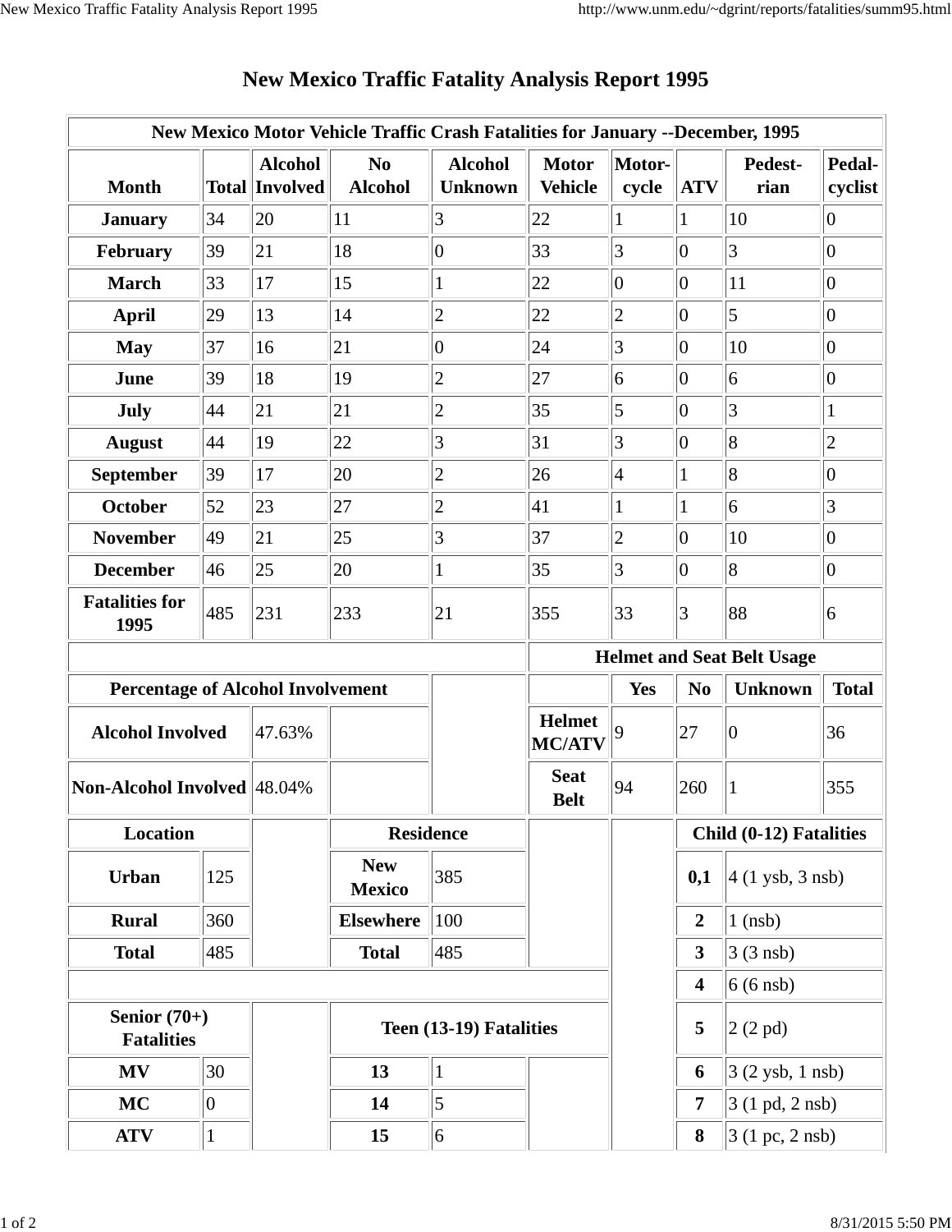# New Mexico Traffic Fatality Analysis Report 1995

**New Mexico Motor Vehicle Traffic Crash Fatalities for January --December, 1995**

| Month | Total | Alcohol Involved | No Alcohol | Alcohol Unknown | Motor Vehicle | Motor-cycle | ATV | Pedest-rian | Pedal-cyclist |
|---|---|---|---|---|---|---|---|---|---|
| **January** | 34 | 20 | 11 | 3 | 22 | 1 | 1 | 10 | 0 |
| **February** | 39 | 21 | 18 | 0 | 33 | 3 | 0 | 3 | 0 |
| **March** | 33 | 17 | 15 | 1 | 22 | 0 | 0 | 11 | 0 |
| **April** | 29 | 13 | 14 | 2 | 22 | 2 | 0 | 5 | 0 |
| **May** | 37 | 16 | 21 | 0 | 24 | 3 | 0 | 10 | 0 |
| **June** | 39 | 18 | 19 | 2 | 27 | 6 | 0 | 6 | 0 |
| **July** | 44 | 21 | 21 | 2 | 35 | 5 | 0 | 3 | 1 |
| **August** | 44 | 19 | 22 | 3 | 31 | 3 | 0 | 8 | 2 |
| **September** | 39 | 17 | 20 | 2 | 26 | 4 | 1 | 8 | 0 |
| **October** | 52 | 23 | 27 | 2 | 41 | 1 | 1 | 6 | 3 |
| **November** | 49 | 21 | 25 | 3 | 37 | 2 | 0 | 10 | 0 |
| **December** | 46 | 25 | 20 | 1 | 35 | 3 | 0 | 8 | 0 |
| **Fatalities for 1995** | 485 | 231 | 233 | 21 | 355 | 33 | 3 | 88 | 6 |

**Percentage of Alcohol Involvement**

| | |
|---|---|
| **Alcohol Involved** | 47.63% |
| **Non-Alcohol Involved** | 48.04% |

**Helmet and Seat Belt Usage**

| | Yes | No | Unknown | Total |
|---|---|---|---|---|
| **Helmet MC/ATV** | 9 | 27 | 0 | 36 |
| **Seat Belt** | 94 | 260 | 1 | 355 |

**Location**

| | |
|---|---|
| **Urban** | 125 |
| **Rural** | 360 |
| **Total** | 485 |

**Residence**

| | |
|---|---|
| **New Mexico** | 385 |
| **Elsewhere** | 100 |
| **Total** | 485 |

**Child (0-12) Fatalities**

| | |
|---|---|
| **0,1** | 4 (1 ysb, 3 nsb) |
| **2** | 1 (nsb) |
| **3** | 3 (3 nsb) |
| **4** | 6 (6 nsb) |
| **5** | 2 (2 pd) |
| **6** | 3 (2 ysb, 1 nsb) |
| **7** | 3 (1 pd, 2 nsb) |
| **8** | 3 (1 pc, 2 nsb) |

**Senior (70+) Fatalities**

| | |
|---|---|
| **MV** | 30 |
| **MC** | 0 |
| **ATV** | 1 |

**Teen (13-19) Fatalities**

| | |
|---|---|
| **13** | 1 |
| **14** | 5 |
| **15** | 6 |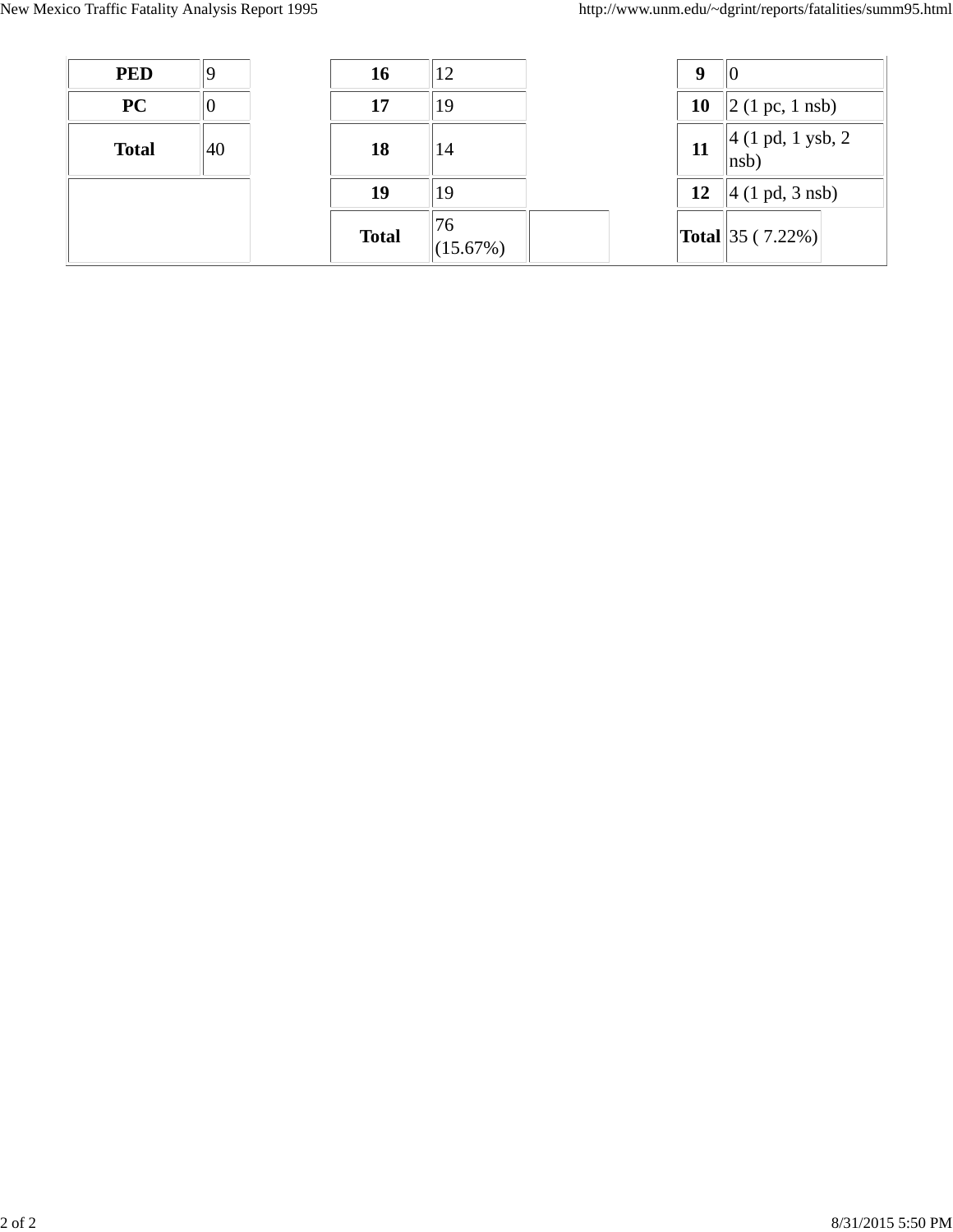| | |
|---|---|
| **PED** | 9 |
| **PC** | 0 |
| **Total** | 40 |

| | |
|---|---|
| **16** | 12 |
| **17** | 19 |
| **18** | 14 |
| **19** | 19 |
| **Total** | 76 (15.67%) |

| | |
|---|---|
| **9** | 0 |
| **10** | 2 (1 pc, 1 nsb) |
| **11** | 4 (1 pd, 1 ysb, 2 nsb) |
| **12** | 4 (1 pd, 3 nsb) |
| **Total** | 35 ( 7.22%) |